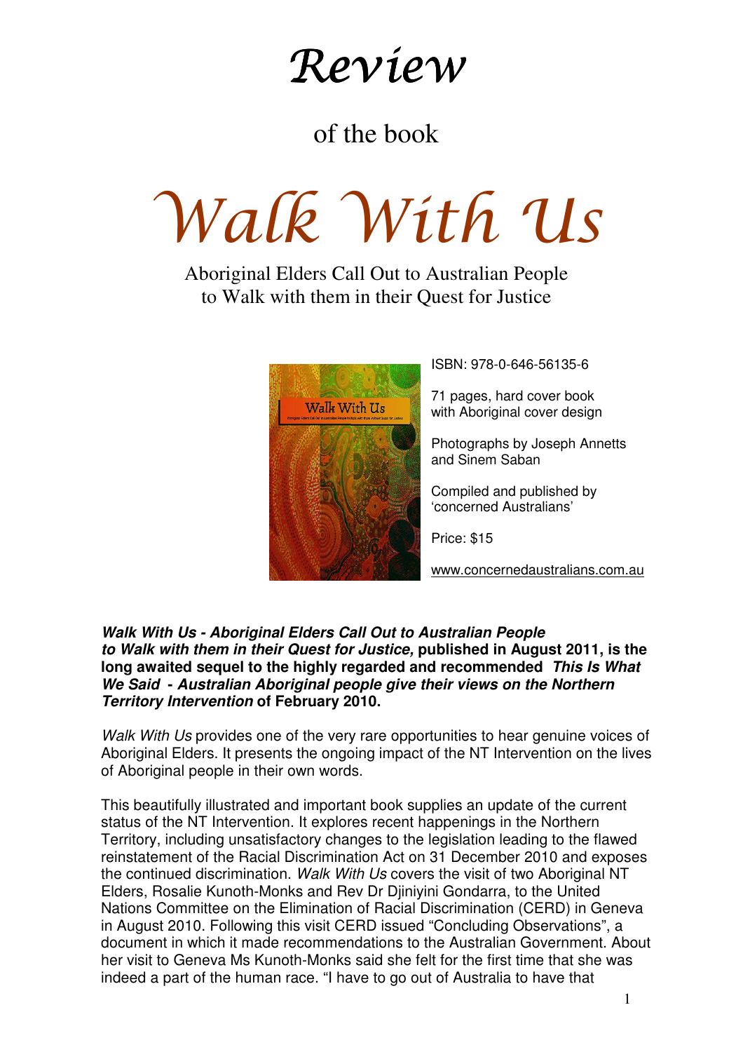# Review

of the book

# Walk With Us

Aboriginal Elders Call Out to Australian People
to Walk with them in their Quest for Justice

ISBN: 978-0-646-56135-6

71 pages, hard cover book with Aboriginal cover design

Photographs by Joseph Annetts and Sinem Saban

Compiled and published by 'concerned Australians'

Price: $15

www.concernedaustralians.com.au

***Walk With Us - Aboriginal Elders Call Out to Australian People to Walk with them in their Quest for Justice,* published in August 2011, is the long awaited sequel to the highly regarded and recommended *This Is What We Said - Australian Aboriginal people give their views on the Northern Territory Intervention* of February 2010.**

*Walk With Us* provides one of the very rare opportunities to hear genuine voices of Aboriginal Elders. It presents the ongoing impact of the NT Intervention on the lives of Aboriginal people in their own words.

This beautifully illustrated and important book supplies an update of the current status of the NT Intervention. It explores recent happenings in the Northern Territory, including unsatisfactory changes to the legislation leading to the flawed reinstatement of the Racial Discrimination Act on 31 December 2010 and exposes the continued discrimination. *Walk With Us* covers the visit of two Aboriginal NT Elders, Rosalie Kunoth-Monks and Rev Dr Djiniyini Gondarra, to the United Nations Committee on the Elimination of Racial Discrimination (CERD) in Geneva in August 2010. Following this visit CERD issued "Concluding Observations", a document in which it made recommendations to the Australian Government. About her visit to Geneva Ms Kunoth-Monks said she felt for the first time that she was indeed a part of the human race. "I have to go out of Australia to have that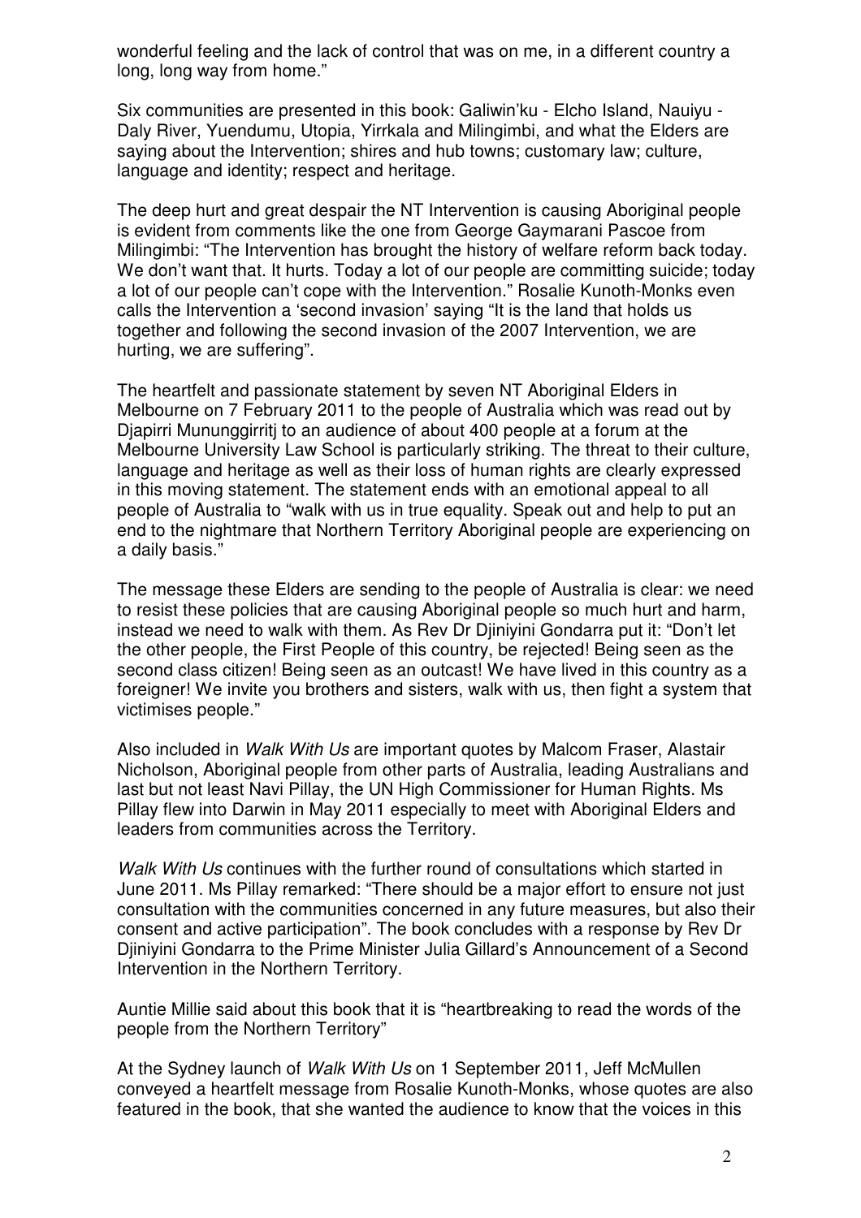wonderful feeling and the lack of control that was on me, in a different country a long, long way from home."

Six communities are presented in this book: Galiwin'ku - Elcho Island, Nauiyu - Daly River, Yuendumu, Utopia, Yirrkala and Milingimbi, and what the Elders are saying about the Intervention; shires and hub towns; customary law; culture, language and identity; respect and heritage.

The deep hurt and great despair the NT Intervention is causing Aboriginal people is evident from comments like the one from George Gaymarani Pascoe from Milingimbi: "The Intervention has brought the history of welfare reform back today. We don't want that. It hurts. Today a lot of our people are committing suicide; today a lot of our people can't cope with the Intervention." Rosalie Kunoth-Monks even calls the Intervention a 'second invasion' saying "It is the land that holds us together and following the second invasion of the 2007 Intervention, we are hurting, we are suffering".

The heartfelt and passionate statement by seven NT Aboriginal Elders in Melbourne on 7 February 2011 to the people of Australia which was read out by Djapirri Mununggirritj to an audience of about 400 people at a forum at the Melbourne University Law School is particularly striking. The threat to their culture, language and heritage as well as their loss of human rights are clearly expressed in this moving statement. The statement ends with an emotional appeal to all people of Australia to "walk with us in true equality. Speak out and help to put an end to the nightmare that Northern Territory Aboriginal people are experiencing on a daily basis."

The message these Elders are sending to the people of Australia is clear: we need to resist these policies that are causing Aboriginal people so much hurt and harm, instead we need to walk with them. As Rev Dr Djiniyini Gondarra put it: "Don't let the other people, the First People of this country, be rejected! Being seen as the second class citizen! Being seen as an outcast! We have lived in this country as a foreigner! We invite you brothers and sisters, walk with us, then fight a system that victimises people."

Also included in *Walk With Us* are important quotes by Malcom Fraser, Alastair Nicholson, Aboriginal people from other parts of Australia, leading Australians and last but not least Navi Pillay, the UN High Commissioner for Human Rights. Ms Pillay flew into Darwin in May 2011 especially to meet with Aboriginal Elders and leaders from communities across the Territory.

*Walk With Us* continues with the further round of consultations which started in June 2011. Ms Pillay remarked: "There should be a major effort to ensure not just consultation with the communities concerned in any future measures, but also their consent and active participation". The book concludes with a response by Rev Dr Djiniyini Gondarra to the Prime Minister Julia Gillard's Announcement of a Second Intervention in the Northern Territory.

Auntie Millie said about this book that it is "heartbreaking to read the words of the people from the Northern Territory"

At the Sydney launch of *Walk With Us* on 1 September 2011, Jeff McMullen conveyed a heartfelt message from Rosalie Kunoth-Monks, whose quotes are also featured in the book, that she wanted the audience to know that the voices in this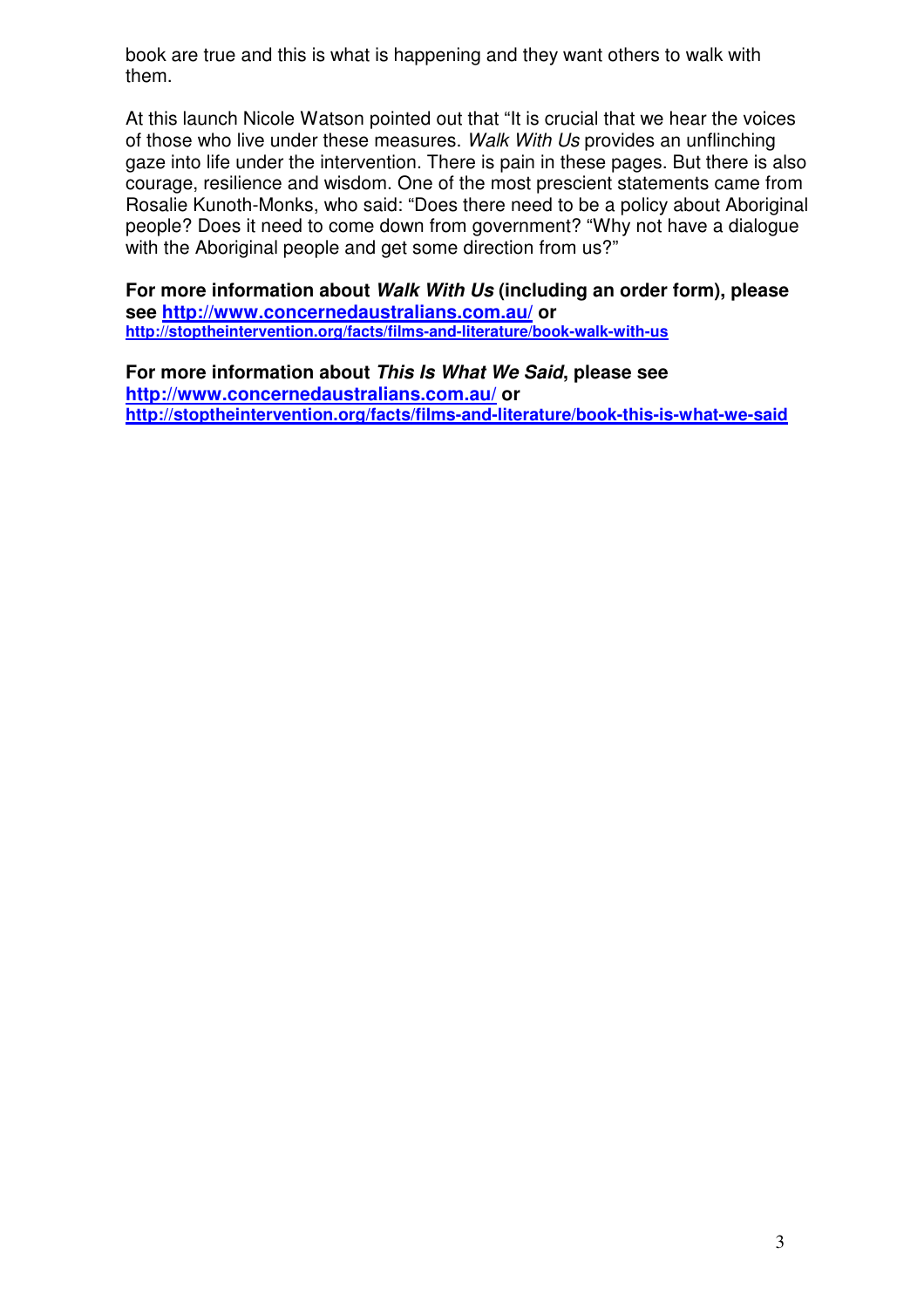book are true and this is what is happening and they want others to walk with them.

At this launch Nicole Watson pointed out that "It is crucial that we hear the voices of those who live under these measures. *Walk With Us* provides an unflinching gaze into life under the intervention. There is pain in these pages. But there is also courage, resilience and wisdom. One of the most prescient statements came from Rosalie Kunoth-Monks, who said: "Does there need to be a policy about Aboriginal people? Does it need to come down from government? "Why not have a dialogue with the Aboriginal people and get some direction from us?"

**For more information about *Walk With Us* (including an order form), please see [http://www.concernedaustralians.com.au/](http://www.concernedaustralians.com.au/) or [http://stoptheintervention.org/facts/films-and-literature/book-walk-with-us](http://stoptheintervention.org/facts/films-and-literature/book-walk-with-us)**

**For more information about *This Is What We Said*, please see [http://www.concernedaustralians.com.au/](http://www.concernedaustralians.com.au/) or [http://stoptheintervention.org/facts/films-and-literature/book-this-is-what-we-said](http://stoptheintervention.org/facts/films-and-literature/book-this-is-what-we-said)**